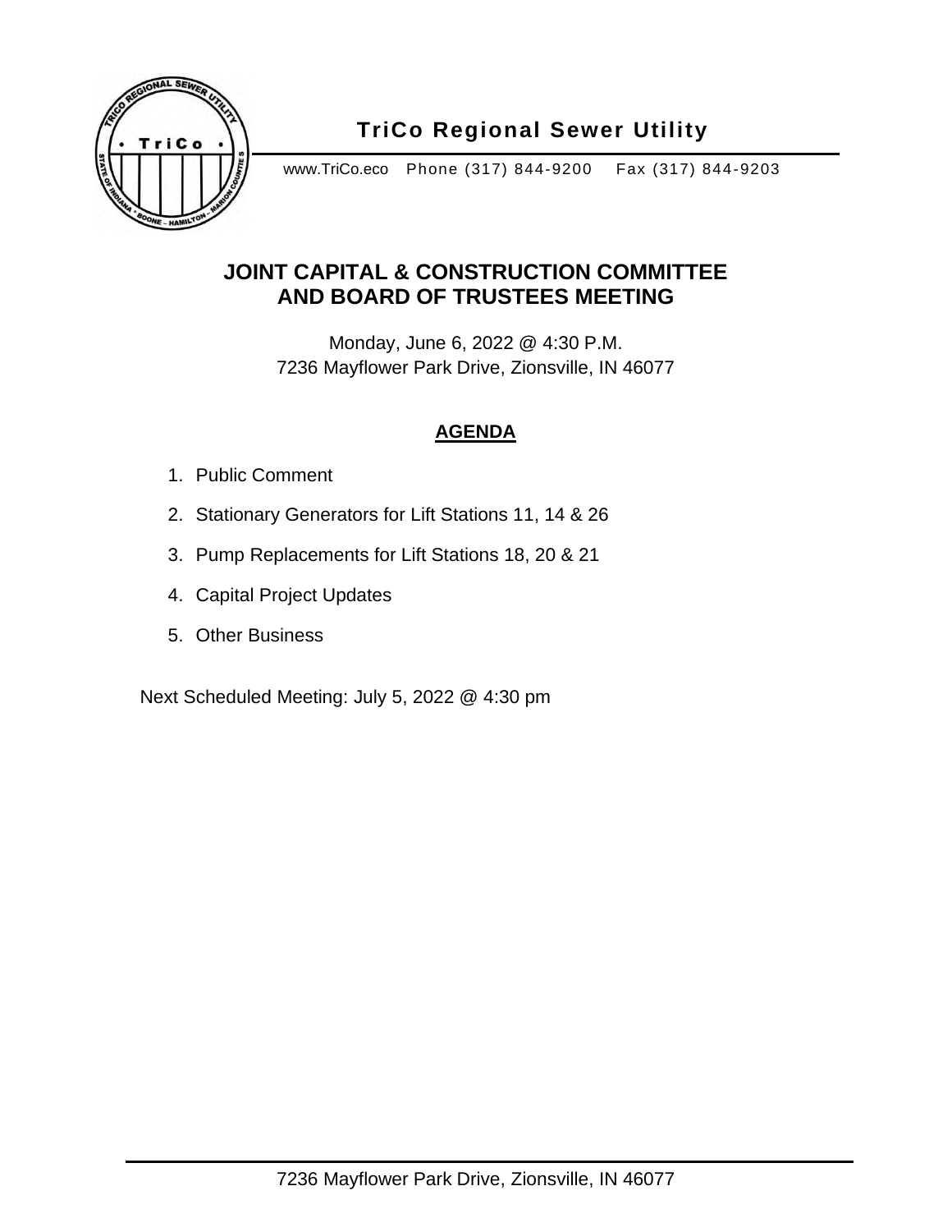# TriCo Regional Sewer Utility

www.TriCo.eco Phone (317) 844-9200 Fax (317) 844-9203

## JOINT CAPITAL & CONSTRUCTION COMMITTEE AND BOARD OF TRUSTEES MEETING

Monday, June 6, 2022 @ 4:30 P.M.
7236 Mayflower Park Drive, Zionsville, IN 46077

### AGENDA

1. Public Comment
2. Stationary Generators for Lift Stations 11, 14 & 26
3. Pump Replacements for Lift Stations 18, 20 & 21
4. Capital Project Updates
5. Other Business

Next Scheduled Meeting: July 5, 2022 @ 4:30 pm

7236 Mayflower Park Drive, Zionsville, IN 46077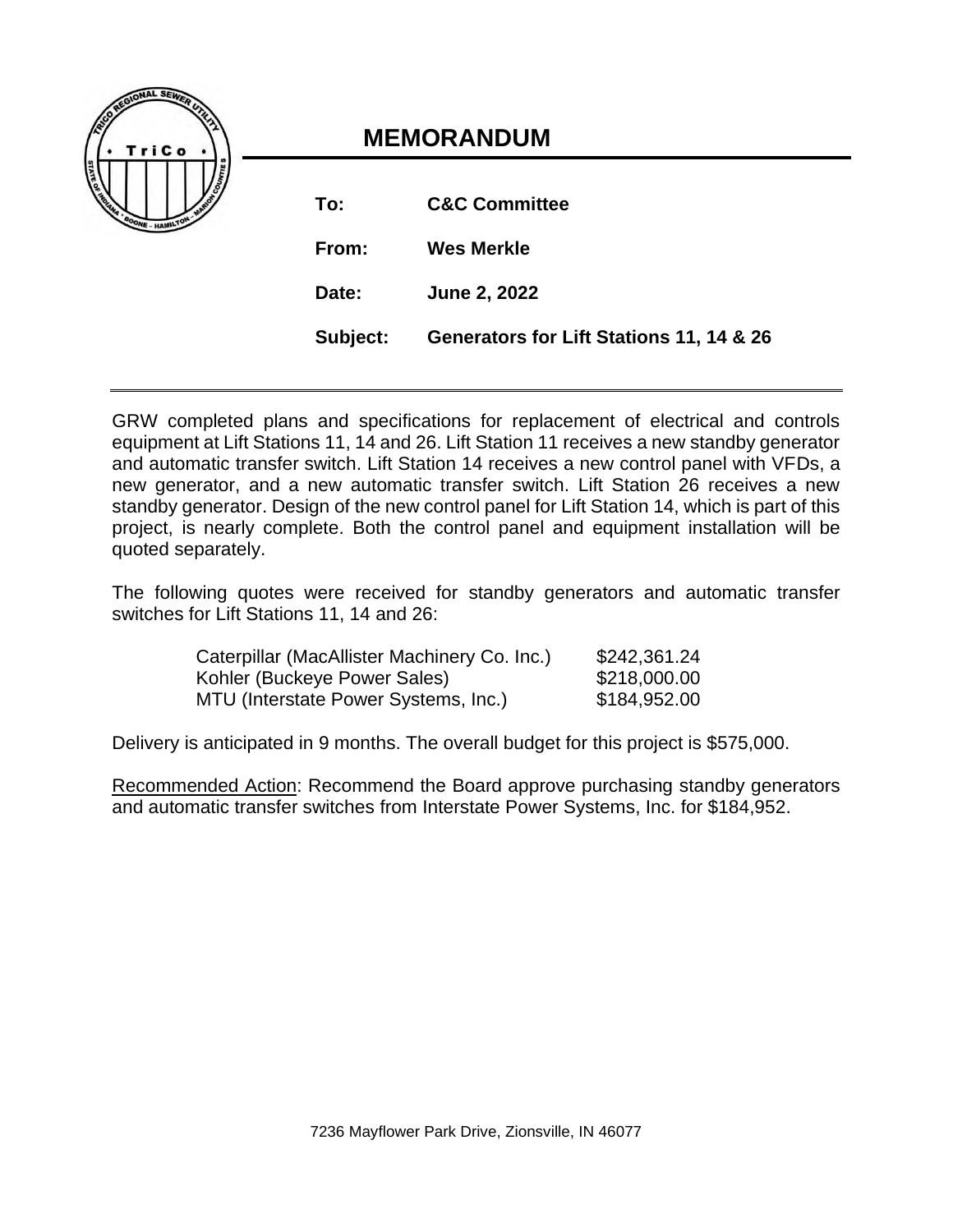# MEMORANDUM

**To:** **C&C Committee**

**From:** **Wes Merkle**

**Date:** **June 2, 2022**

**Subject:** **Generators for Lift Stations 11, 14 & 26**

---

GRW completed plans and specifications for replacement of electrical and controls equipment at Lift Stations 11, 14 and 26. Lift Station 11 receives a new standby generator and automatic transfer switch. Lift Station 14 receives a new control panel with VFDs, a new generator, and a new automatic transfer switch. Lift Station 26 receives a new standby generator. Design of the new control panel for Lift Station 14, which is part of this project, is nearly complete. Both the control panel and equipment installation will be quoted separately.

The following quotes were received for standby generators and automatic transfer switches for Lift Stations 11, 14 and 26:

| Vendor | Quote |
|---|---|
| Caterpillar (MacAllister Machinery Co. Inc.) | $242,361.24 |
| Kohler (Buckeye Power Sales) | $218,000.00 |
| MTU (Interstate Power Systems, Inc.) | $184,952.00 |

Delivery is anticipated in 9 months. The overall budget for this project is $575,000.

<u>Recommended Action</u>: Recommend the Board approve purchasing standby generators and automatic transfer switches from Interstate Power Systems, Inc. for $184,952.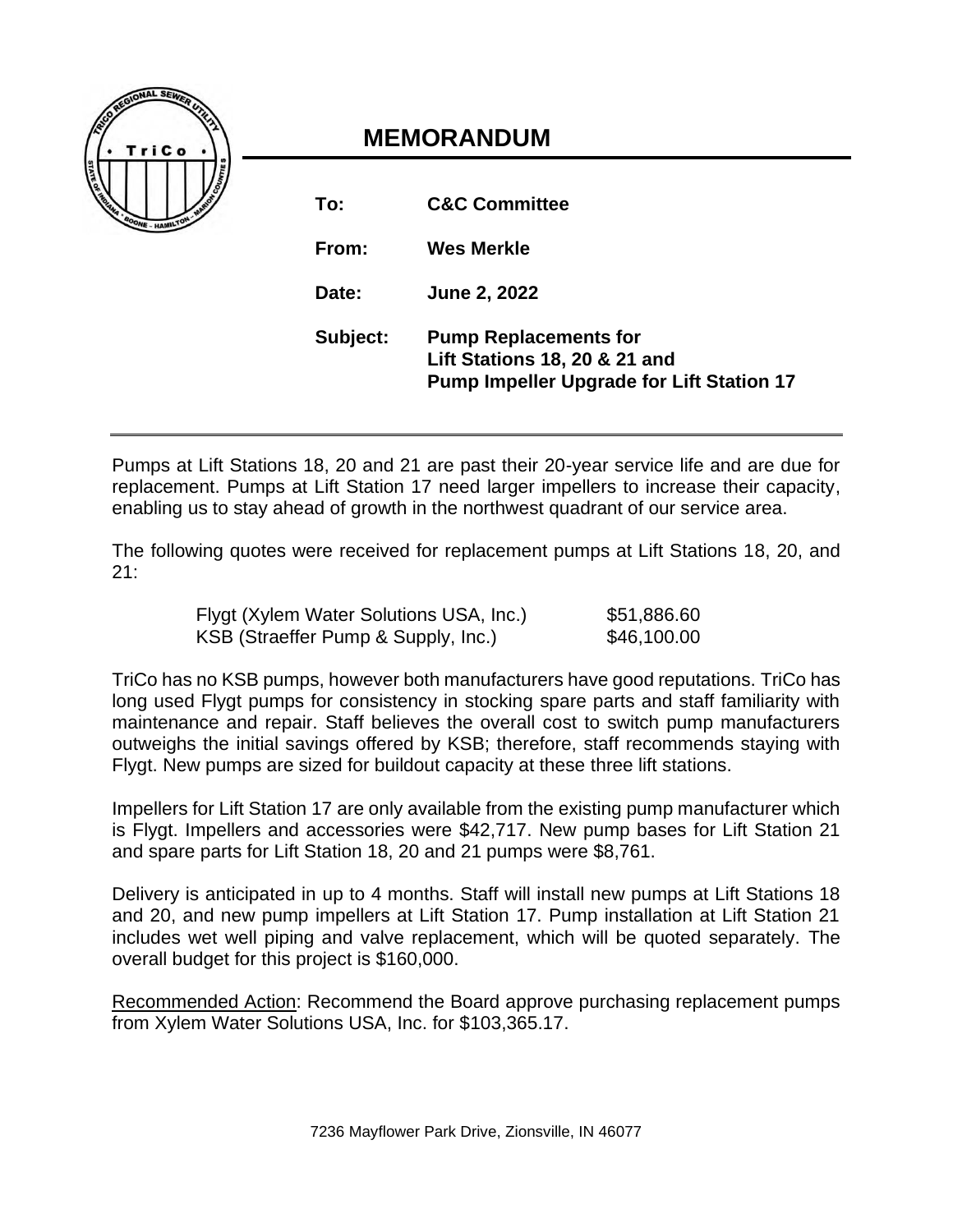# MEMORANDUM

**To:** **C&C Committee**

**From:** **Wes Merkle**

**Date:** **June 2, 2022**

**Subject:** **Pump Replacements for Lift Stations 18, 20 & 21 and Pump Impeller Upgrade for Lift Station 17**

---

Pumps at Lift Stations 18, 20 and 21 are past their 20-year service life and are due for replacement. Pumps at Lift Station 17 need larger impellers to increase their capacity, enabling us to stay ahead of growth in the northwest quadrant of our service area.

The following quotes were received for replacement pumps at Lift Stations 18, 20, and 21:

| | |
|---|---|
| Flygt (Xylem Water Solutions USA, Inc.) | $51,886.60 |
| KSB (Straeffer Pump & Supply, Inc.) | $46,100.00 |

TriCo has no KSB pumps, however both manufacturers have good reputations. TriCo has long used Flygt pumps for consistency in stocking spare parts and staff familiarity with maintenance and repair. Staff believes the overall cost to switch pump manufacturers outweighs the initial savings offered by KSB; therefore, staff recommends staying with Flygt. New pumps are sized for buildout capacity at these three lift stations.

Impellers for Lift Station 17 are only available from the existing pump manufacturer which is Flygt. Impellers and accessories were $42,717. New pump bases for Lift Station 21 and spare parts for Lift Station 18, 20 and 21 pumps were $8,761.

Delivery is anticipated in up to 4 months. Staff will install new pumps at Lift Stations 18 and 20, and new pump impellers at Lift Station 17. Pump installation at Lift Station 21 includes wet well piping and valve replacement, which will be quoted separately. The overall budget for this project is $160,000.

<u>Recommended Action</u>: Recommend the Board approve purchasing replacement pumps from Xylem Water Solutions USA, Inc. for $103,365.17.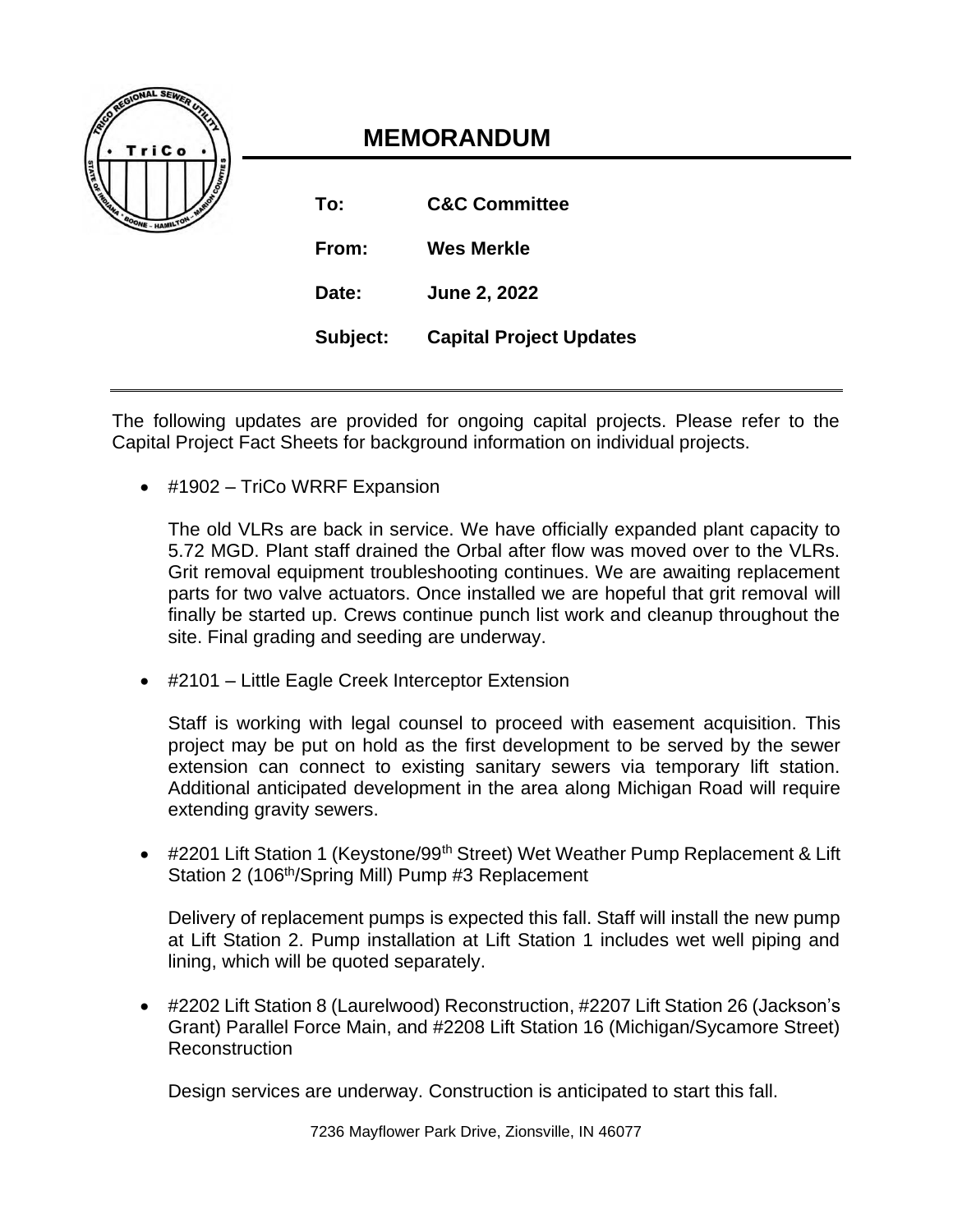# MEMORANDUM

**To:** C&C Committee

**From:** Wes Merkle

**Date:** June 2, 2022

**Subject:** Capital Project Updates

---

The following updates are provided for ongoing capital projects. Please refer to the Capital Project Fact Sheets for background information on individual projects.

- #1902 – TriCo WRRF Expansion

  The old VLRs are back in service. We have officially expanded plant capacity to 5.72 MGD. Plant staff drained the Orbal after flow was moved over to the VLRs. Grit removal equipment troubleshooting continues. We are awaiting replacement parts for two valve actuators. Once installed we are hopeful that grit removal will finally be started up. Crews continue punch list work and cleanup throughout the site. Final grading and seeding are underway.

- #2101 – Little Eagle Creek Interceptor Extension

  Staff is working with legal counsel to proceed with easement acquisition. This project may be put on hold as the first development to be served by the sewer extension can connect to existing sanitary sewers via temporary lift station. Additional anticipated development in the area along Michigan Road will require extending gravity sewers.

- #2201 Lift Station 1 (Keystone/99th Street) Wet Weather Pump Replacement & Lift Station 2 (106th/Spring Mill) Pump #3 Replacement

  Delivery of replacement pumps is expected this fall. Staff will install the new pump at Lift Station 2. Pump installation at Lift Station 1 includes wet well piping and lining, which will be quoted separately.

- #2202 Lift Station 8 (Laurelwood) Reconstruction, #2207 Lift Station 26 (Jackson's Grant) Parallel Force Main, and #2208 Lift Station 16 (Michigan/Sycamore Street) Reconstruction

  Design services are underway. Construction is anticipated to start this fall.

7236 Mayflower Park Drive, Zionsville, IN 46077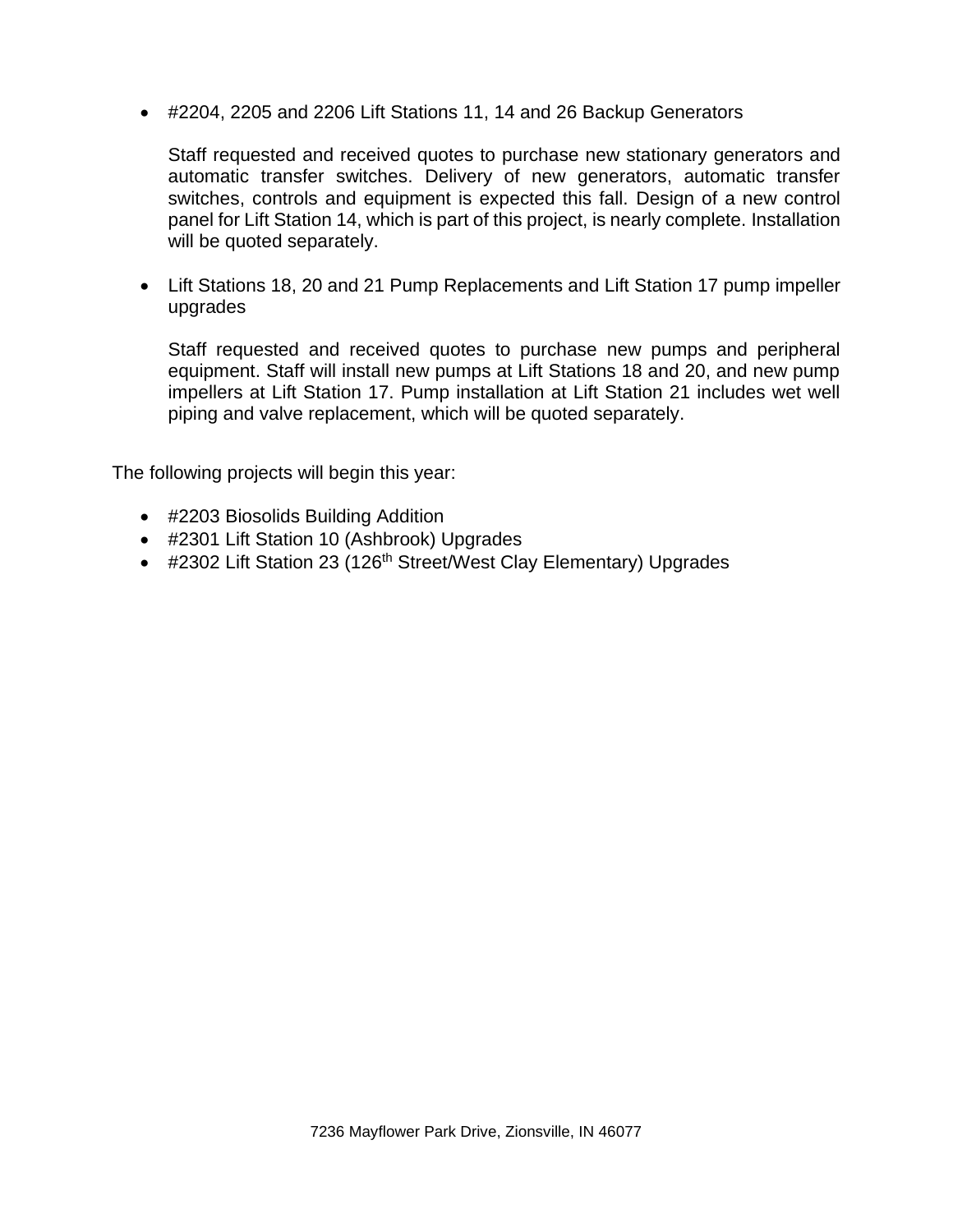- #2204, 2205 and 2206 Lift Stations 11, 14 and 26 Backup Generators

  Staff requested and received quotes to purchase new stationary generators and automatic transfer switches. Delivery of new generators, automatic transfer switches, controls and equipment is expected this fall. Design of a new control panel for Lift Station 14, which is part of this project, is nearly complete. Installation will be quoted separately.

- Lift Stations 18, 20 and 21 Pump Replacements and Lift Station 17 pump impeller upgrades

  Staff requested and received quotes to purchase new pumps and peripheral equipment. Staff will install new pumps at Lift Stations 18 and 20, and new pump impellers at Lift Station 17. Pump installation at Lift Station 21 includes wet well piping and valve replacement, which will be quoted separately.

The following projects will begin this year:

- #2203 Biosolids Building Addition
- #2301 Lift Station 10 (Ashbrook) Upgrades
- #2302 Lift Station 23 (126th Street/West Clay Elementary) Upgrades